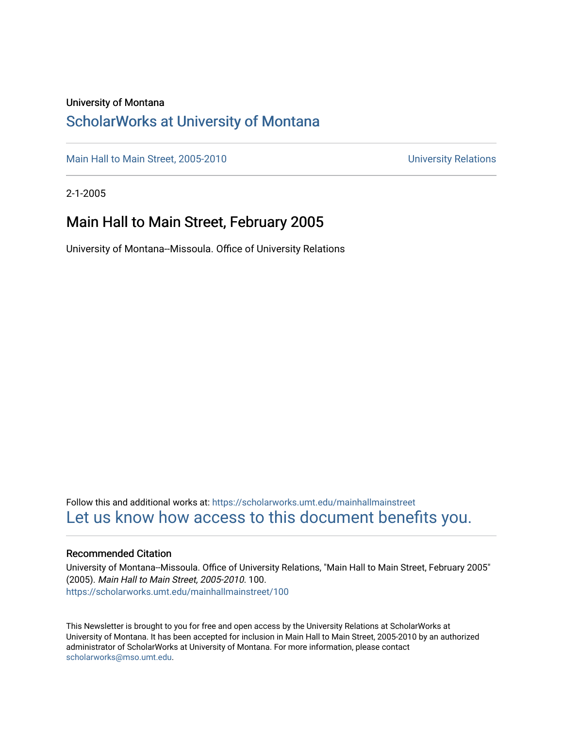University of Montana

# ScholarWorks at University of Montana

Main Hall to Main Street, 2005-2010 University Relations

2-1-2005

## Main Hall to Main Street, February 2005

University of Montana--Missoula. Office of University Relations

Follow this and additional works at: https://scholarworks.umt.edu/mainhallmainstreet

Let us know how access to this document benefits you.

### Recommended Citation

University of Montana--Missoula. Office of University Relations, "Main Hall to Main Street, February 2005" (2005). *Main Hall to Main Street, 2005-2010*. 100.
https://scholarworks.umt.edu/mainhallmainstreet/100

This Newsletter is brought to you for free and open access by the University Relations at ScholarWorks at University of Montana. It has been accepted for inclusion in Main Hall to Main Street, 2005-2010 by an authorized administrator of ScholarWorks at University of Montana. For more information, please contact scholarworks@mso.umt.edu.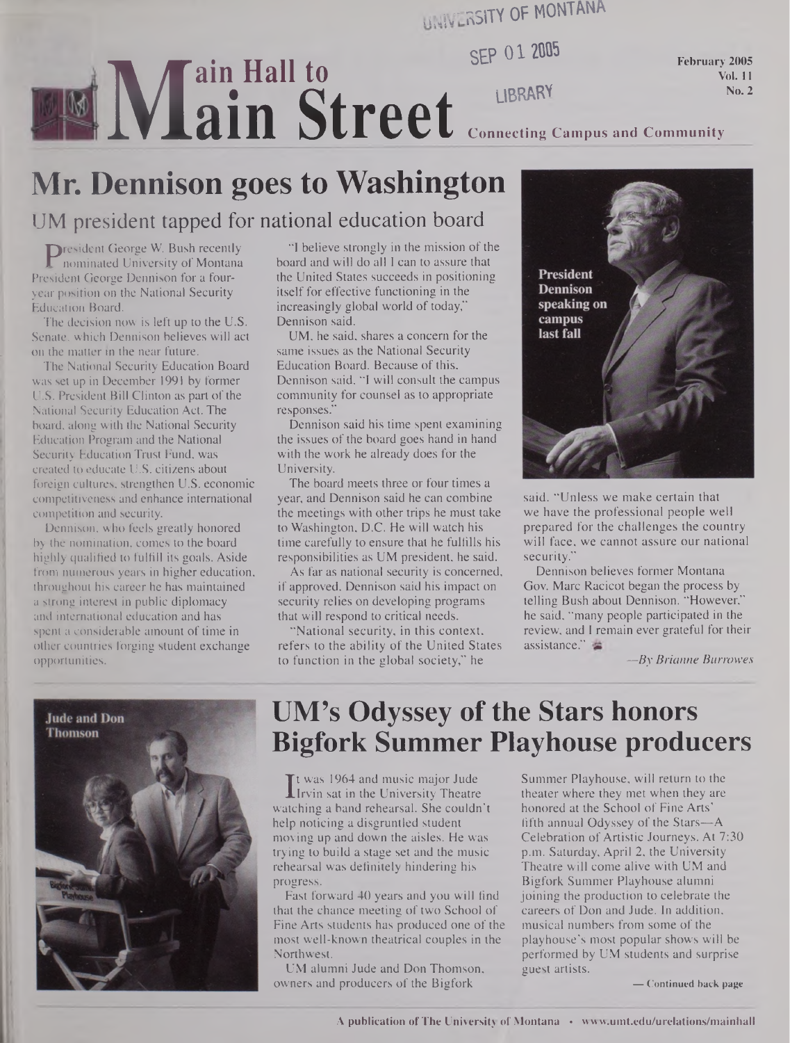UNIVERSITY OF MONTANA

SEP 01 2005

LIBRARY

# Main Hall to Main Street

February 2005
Vol. 11
No. 2

Connecting Campus and Community

## Mr. Dennison goes to Washington

### UM president tapped for national education board

President George W. Bush recently nominated University of Montana President George Dennison for a four-year position on the National Security Education Board.

The decision now is left up to the U.S. Senate, which Dennison believes will act on the matter in the near future.

The National Security Education Board was set up in December 1991 by former U.S. President Bill Clinton as part of the National Security Education Act. The board, along with the National Security Education Program and the National Security Education Trust Fund, was created to educate U.S. citizens about foreign cultures, strengthen U.S. economic competitiveness and enhance international competition and security.

Dennison, who feels greatly honored by the nomination, comes to the board highly qualified to fulfill its goals. Aside from numerous years in higher education, throughout his career he has maintained a strong interest in public diplomacy and international education and has spent a considerable amount of time in other countries forging student exchange opportunities.

"I believe strongly in the mission of the board and will do all I can to assure that the United States succeeds in positioning itself for effective functioning in the increasingly global world of today," Dennison said.

UM, he said, shares a concern for the same issues as the National Security Education Board. Because of this, Dennison said, "I will consult the campus community for counsel as to appropriate responses."

Dennison said his time spent examining the issues of the board goes hand in hand with the work he already does for the University.

The board meets three or four times a year, and Dennison said he can combine the meetings with other trips he must take to Washington, D.C. He will watch his time carefully to ensure that he fulfills his responsibilities as UM president, he said.

As far as national security is concerned, if approved, Dennison said his impact on security relies on developing programs that will respond to critical needs.

"National security, in this context, refers to the ability of the United States to function in the global society," he said. "Unless we make certain that we have the professional people well prepared for the challenges the country will face, we cannot assure our national security."

President Dennison speaking on campus last fall

Dennison believes former Montana Gov. Marc Racicot began the process by telling Bush about Dennison. "However," he said, "many people participated in the review, and I remain ever grateful for their assistance."

*—By Brianne Burrowes*

## UM's Odyssey of the Stars honors Bigfork Summer Playhouse producers

Jude and Don Thomson

It was 1964 and music major Jude Irvin sat in the University Theatre watching a band rehearsal. She couldn't help noticing a disgruntled student moving up and down the aisles. He was trying to build a stage set and the music rehearsal was definitely hindering his progress.

Fast forward 40 years and you will find that the chance meeting of two School of Fine Arts students has produced one of the most well-known theatrical couples in the Northwest.

UM alumni Jude and Don Thomson, owners and producers of the Bigfork Summer Playhouse, will return to the theater where they met when they are honored at the School of Fine Arts' fifth annual Odyssey of the Stars—A Celebration of Artistic Journeys. At 7:30 p.m. Saturday, April 2, the University Theatre will come alive with UM and Bigfork Summer Playhouse alumni joining the production to celebrate the careers of Don and Jude. In addition, musical numbers from some of the playhouse's most popular shows will be performed by UM students and surprise guest artists.

— Continued back page

A publication of The University of Montana • www.umt.edu/urelations/mainhall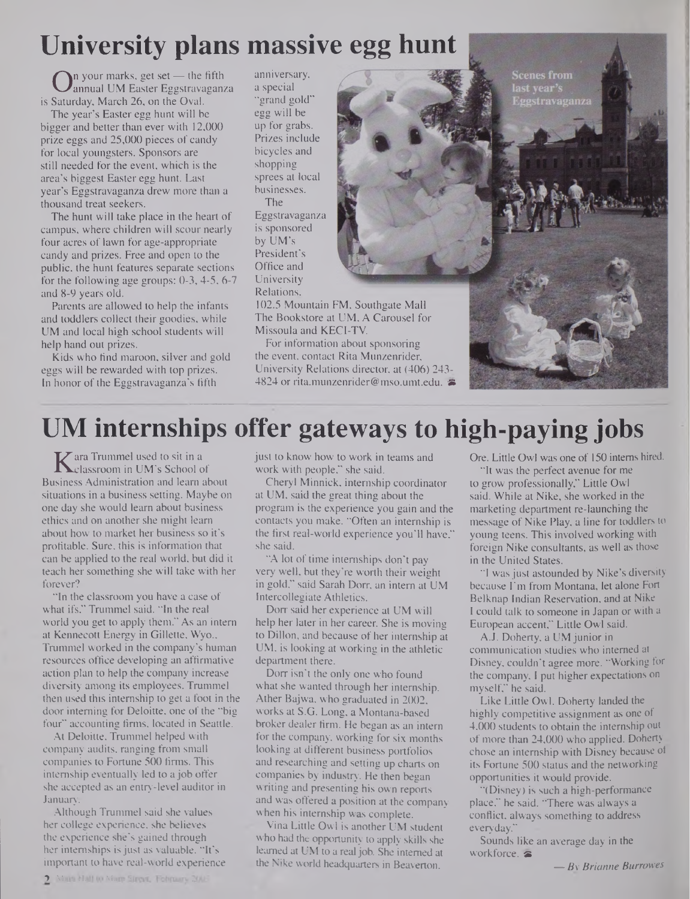# University plans massive egg hunt

On your marks, get set — the fifth annual UM Easter Eggstravaganza is Saturday, March 26, on the Oval.

The year's Easter egg hunt will be bigger and better than ever with 12,000 prize eggs and 25,000 pieces of candy for local youngsters. Sponsors are still needed for the event, which is the area's biggest Easter egg hunt. Last year's Eggstravaganza drew more than a thousand treat seekers.

The hunt will take place in the heart of campus, where children will scour nearly four acres of lawn for age-appropriate candy and prizes. Free and open to the public, the hunt features separate sections for the following age groups: 0-3, 4-5, 6-7 and 8-9 years old.

Parents are allowed to help the infants and toddlers collect their goodies, while UM and local high school students will help hand out prizes.

Kids who find maroon, silver and gold eggs will be rewarded with top prizes. In honor of the Eggstravaganza's fifth anniversary, a special "grand gold" egg will be up for grabs. Prizes include bicycles and shopping sprees at local businesses.

The Eggstravaganza is sponsored by UM's President's Office and University Relations, 102.5 Mountain FM, Southgate Mall The Bookstore at UM, A Carousel for Missoula and KECI-TV.

For information about sponsoring the event, contact Rita Munzenrider, University Relations director, at (406) 243-4824 or rita.munzenrider@mso.umt.edu.

Scenes from last year's Eggstravaganza

# UM internships offer gateways to high-paying jobs

Kara Trummel used to sit in a classroom in UM's School of Business Administration and learn about situations in a business setting. Maybe on one day she would learn about business ethics and on another she might learn about how to market her business so it's profitable. Sure, this is information that can be applied to the real world, but did it teach her something she will take with her forever?

"In the classroom you have a case of what ifs," Trummel said. "In the real world you get to apply them." As an intern at Kennecott Energy in Gillette, Wyo., Trummel worked in the company's human resources office developing an affirmative action plan to help the company increase diversity among its employees. Trummel then used this internship to get a foot in the door interning for Deloitte, one of the "big four" accounting firms, located in Seattle.

At Deloitte, Trummel helped with company audits, ranging from small companies to Fortune 500 firms. This internship eventually led to a job offer she accepted as an entry-level auditor in January.

Although Trummel said she values her college experience, she believes the experience she's gained through her internships is just as valuable. "It's important to have real-world experience just to know how to work in teams and work with people," she said.

Cheryl Minnick, internship coordinator at UM, said the great thing about the program is the experience you gain and the contacts you make. "Often an internship is the first real-world experience you'll have," she said.

"A lot of time internships don't pay very well, but they're worth their weight in gold," said Sarah Dorr, an intern at UM Intercollegiate Athletics.

Dorr said her experience at UM will help her later in her career. She is moving to Dillon, and because of her internship at UM, is looking at working in the athletic department there.

Dorr isn't the only one who found what she wanted through her internship. Ather Bajwa, who graduated in 2002, works at S.G. Long, a Montana-based broker dealer firm. He began as an intern for the company, working for six months looking at different business portfolios and researching and setting up charts on companies by industry. He then began writing and presenting his own reports and was offered a position at the company when his internship was complete.

Vina Little Owl is another UM student who had the opportunity to apply skills she learned at UM to a real job. She interned at the Nike world headquarters in Beaverton, Ore. Little Owl was one of 150 interns hired.

"It was the perfect avenue for me to grow professionally," Little Owl said. While at Nike, she worked in the marketing department re-launching the message of Nike Play, a line for toddlers to young teens. This involved working with foreign Nike consultants, as well as those in the United States.

"I was just astounded by Nike's diversity because I'm from Montana, let alone Fort Belknap Indian Reservation, and at Nike I could talk to someone in Japan or with a European accent," Little Owl said.

A.J. Doherty, a UM junior in communication studies who interned at Disney, couldn't agree more. "Working for the company, I put higher expectations on myself," he said.

Like Little Owl, Doherty landed the highly competitive assignment as one of 4,000 students to obtain the internship out of more than 24,000 who applied. Doherty chose an internship with Disney because of its Fortune 500 status and the networking opportunities it would provide.

"(Disney) is such a high-performance place," he said. "There was always a conflict, always something to address everyday."

Sounds like an average day in the workforce.

*— By Brianne Burrowes*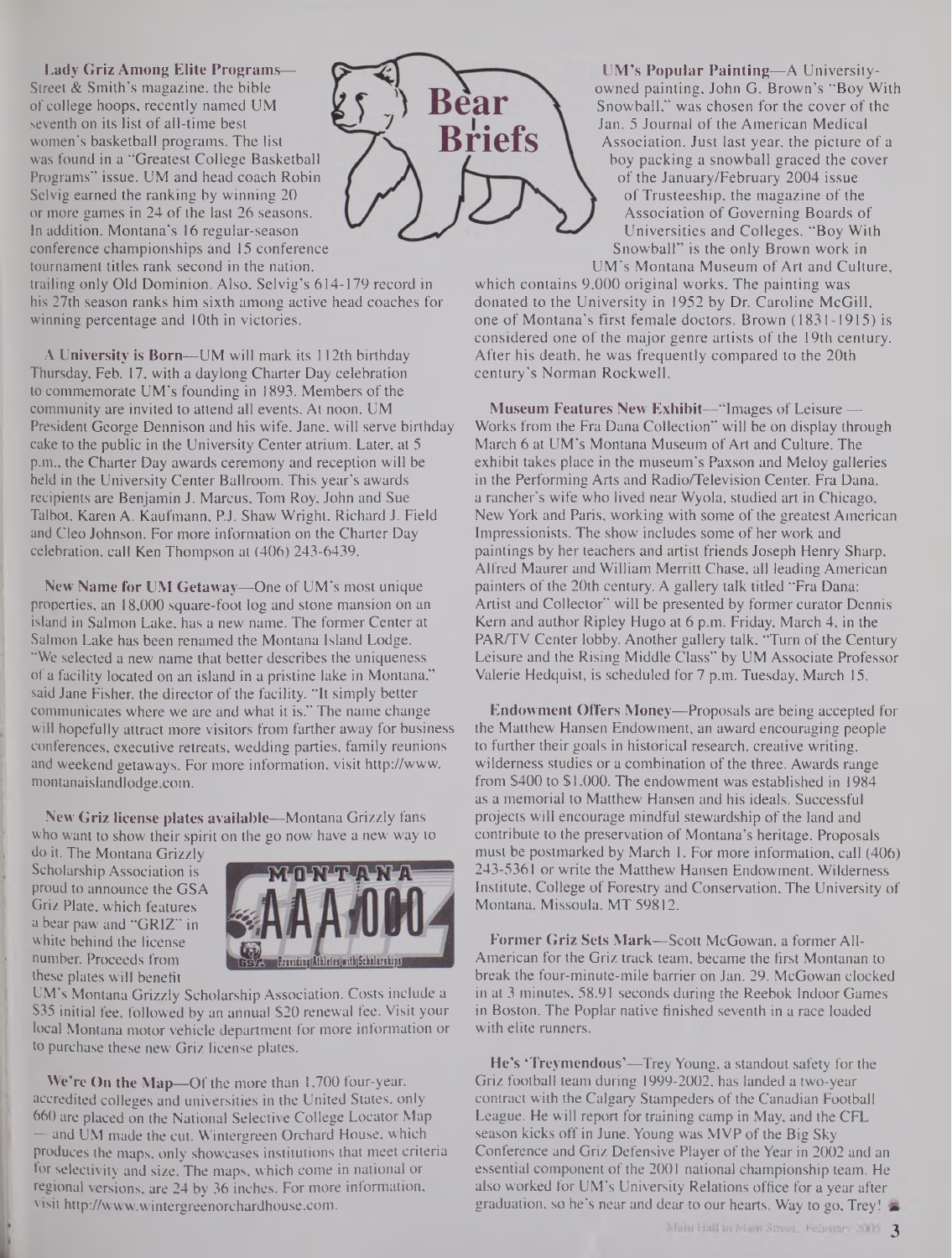# Bear Briefs

**Lady Griz Among Elite Programs**—Street & Smith's magazine, the bible of college hoops, recently named UM seventh on its list of all-time best women's basketball programs. The list was found in a "Greatest College Basketball Programs" issue. UM and head coach Robin Selvig earned the ranking by winning 20 or more games in 24 of the last 26 seasons. In addition, Montana's 16 regular-season conference championships and 15 conference tournament titles rank second in the nation, trailing only Old Dominion. Also, Selvig's 614-179 record in his 27th season ranks him sixth among active head coaches for winning percentage and 10th in victories.

**A University is Born**—UM will mark its 112th birthday Thursday, Feb. 17, with a daylong Charter Day celebration to commemorate UM's founding in 1893. Members of the community are invited to attend all events. At noon, UM President George Dennison and his wife, Jane, will serve birthday cake to the public in the University Center atrium. Later, at 5 p.m., the Charter Day awards ceremony and reception will be held in the University Center Ballroom. This year's awards recipients are Benjamin J. Marcus, Tom Roy, John and Sue Talbot, Karen A. Kaufmann, P.J. Shaw Wright, Richard J. Field and Cleo Johnson. For more information on the Charter Day celebration, call Ken Thompson at (406) 243-6439.

**New Name for UM Getaway**—One of UM's most unique properties, an 18,000 square-foot log and stone mansion on an island in Salmon Lake, has a new name. The former Center at Salmon Lake has been renamed the Montana Island Lodge. "We selected a new name that better describes the uniqueness of a facility located on an island in a pristine lake in Montana," said Jane Fisher, the director of the facility. "It simply better communicates where we are and what it is." The name change will hopefully attract more visitors from farther away for business conferences, executive retreats, wedding parties, family reunions and weekend getaways. For more information, visit http://www.montanaislandlodge.com.

**New Griz license plates available**—Montana Grizzly fans who want to show their spirit on the go now have a new way to do it. The Montana Grizzly Scholarship Association is proud to announce the GSA Griz Plate, which features a bear paw and "GRIZ" in white behind the license number. Proceeds from these plates will benefit UM's Montana Grizzly Scholarship Association. Costs include a $35 initial fee, followed by an annual $20 renewal fee. Visit your local Montana motor vehicle department for more information or to purchase these new Griz license plates.

**We're On the Map**—Of the more than 1,700 four-year, accredited colleges and universities in the United States, only 660 are placed on the National Selective College Locator Map — and UM made the cut. Wintergreen Orchard House, which produces the maps, only showcases institutions that meet criteria for selectivity and size. The maps, which come in national or regional versions, are 24 by 36 inches. For more information, visit http://www.wintergreenorchardhouse.com.

**UM's Popular Painting**—A University-owned painting, John G. Brown's "Boy With Snowball," was chosen for the cover of the Jan. 5 Journal of the American Medical Association. Just last year, the picture of a boy packing a snowball graced the cover of the January/February 2004 issue of Trusteeship, the magazine of the Association of Governing Boards of Universities and Colleges. "Boy With Snowball" is the only Brown work in UM's Montana Museum of Art and Culture, which contains 9,000 original works. The painting was donated to the University in 1952 by Dr. Caroline McGill, one of Montana's first female doctors. Brown (1831-1915) is considered one of the major genre artists of the 19th century. After his death, he was frequently compared to the 20th century's Norman Rockwell.

**Museum Features New Exhibit**—"Images of Leisure — Works from the Fra Dana Collection" will be on display through March 6 at UM's Montana Museum of Art and Culture. The exhibit takes place in the museum's Paxson and Meloy galleries in the Performing Arts and Radio/Television Center. Fra Dana, a rancher's wife who lived near Wyola, studied art in Chicago, New York and Paris, working with some of the greatest American Impressionists. The show includes some of her work and paintings by her teachers and artist friends Joseph Henry Sharp, Alfred Maurer and William Merritt Chase, all leading American painters of the 20th century. A gallery talk titled "Fra Dana: Artist and Collector" will be presented by former curator Dennis Kern and author Ripley Hugo at 6 p.m. Friday, March 4, in the PAR/TV Center lobby. Another gallery talk, "Turn of the Century Leisure and the Rising Middle Class" by UM Associate Professor Valerie Hedquist, is scheduled for 7 p.m. Tuesday, March 15.

**Endowment Offers Money**—Proposals are being accepted for the Matthew Hansen Endowment, an award encouraging people to further their goals in historical research, creative writing, wilderness studies or a combination of the three. Awards range from $400 to $1,000. The endowment was established in 1984 as a memorial to Matthew Hansen and his ideals. Successful projects will encourage mindful stewardship of the land and contribute to the preservation of Montana's heritage. Proposals must be postmarked by March 1. For more information, call (406) 243-5361 or write the Matthew Hansen Endowment, Wilderness Institute, College of Forestry and Conservation, The University of Montana, Missoula, MT 59812.

**Former Griz Sets Mark**—Scott McGowan, a former All-American for the Griz track team, became the first Montanan to break the four-minute-mile barrier on Jan. 29. McGowan clocked in at 3 minutes, 58.91 seconds during the Reebok Indoor Games in Boston. The Poplar native finished seventh in a race loaded with elite runners.

**He's 'Treymendous'**—Trey Young, a standout safety for the Griz football team during 1999-2002, has landed a two-year contract with the Calgary Stampeders of the Canadian Football League. He will report for training camp in May, and the CFL season kicks off in June. Young was MVP of the Big Sky Conference and Griz Defensive Player of the Year in 2002 and an essential component of the 2001 national championship team. He also worked for UM's University Relations office for a year after graduation, so he's near and dear to our hearts. Way to go, Trey!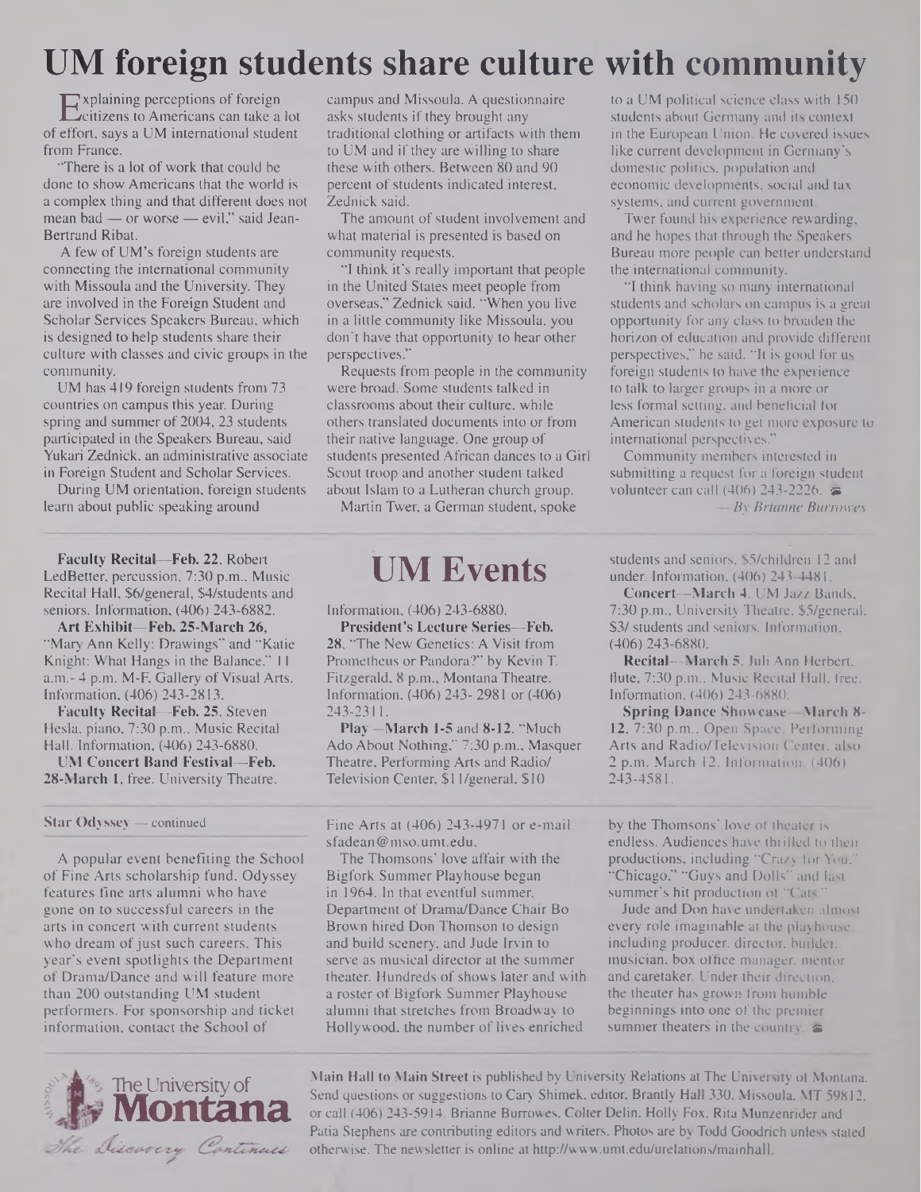# UM foreign students share culture with community

Explaining perceptions of foreign citizens to Americans can take a lot of effort, says a UM international student from France.

"There is a lot of work that could be done to show Americans that the world is a complex thing and that different does not mean bad — or worse — evil," said Jean-Bertrand Ribat.

A few of UM's foreign students are connecting the international community with Missoula and the University. They are involved in the Foreign Student and Scholar Services Speakers Bureau, which is designed to help students share their culture with classes and civic groups in the community.

UM has 419 foreign students from 73 countries on campus this year. During spring and summer of 2004, 23 students participated in the Speakers Bureau, said Yukari Zednick, an administrative associate in Foreign Student and Scholar Services.

During UM orientation, foreign students learn about public speaking around campus and Missoula. A questionnaire asks students if they brought any traditional clothing or artifacts with them to UM and if they are willing to share these with others. Between 80 and 90 percent of students indicated interest, Zednick said.

The amount of student involvement and what material is presented is based on community requests.

"I think it's really important that people in the United States meet people from overseas," Zednick said. "When you live in a little community like Missoula, you don't have that opportunity to hear other perspectives."

Requests from people in the community were broad. Some students talked in classrooms about their culture, while others translated documents into or from their native language. One group of students presented African dances to a Girl Scout troop and another student talked about Islam to a Lutheran church group.

Martin Twer, a German student, spoke to a UM political science class with 150 students about Germany and its context in the European Union. He covered issues like current development in Germany's domestic politics, population and economic developments, social and tax systems, and current government.

Twer found his experience rewarding, and he hopes that through the Speakers Bureau more people can better understand the international community.

"I think having so many international students and scholars on campus is a great opportunity for any class to broaden the horizon of education and provide different perspectives," he said. "It is good for us foreign students to have the experience to talk to larger groups in a more or less formal setting, and beneficial for American students to get more exposure to international perspectives."

Community members interested in submitting a request for a foreign student volunteer can call (406) 243-2226.

*— By Brianne Burrowes*

# UM Events

**Faculty Recital—Feb. 22.** Robert LedBetter, percussion, 7:30 p.m., Music Recital Hall, $6/general, $4/students and seniors. Information, (406) 243-6882.

**Art Exhibit—Feb. 25-March 26.** "Mary Ann Kelly: Drawings" and "Katie Knight: What Hangs in the Balance." 11 a.m.- 4 p.m. M-F, Gallery of Visual Arts. Information, (406) 243-2813.

**Faculty Recital—Feb. 25.** Steven Hesla, piano, 7:30 p.m., Music Recital Hall. Information, (406) 243-6880.

**UM Concert Band Festival—Feb. 28-March 1**, free, University Theatre. Information, (406) 243-6880.

**President's Lecture Series—Feb. 28.** "The New Genetics: A Visit from Prometheus or Pandora?" by Kevin T. Fitzgerald, 8 p.m., Montana Theatre. Information, (406) 243- 2981 or (406) 243-2311.

**Play—March 1-5** and **8-12.** "Much Ado About Nothing," 7:30 p.m., Masquer Theatre, Performing Arts and Radio/Television Center, $11/general, $10 students and seniors, $5/children 12 and under. Information, (406) 243-4481.

**Concert—March 4.** UM Jazz Bands, 7:30 p.m., University Theatre, $5/general, $3/ students and seniors. Information, (406) 243-6880.

**Recital—March 5.** Juli Ann Herbert, flute, 7:30 p.m., Music Recital Hall, free. Information, (406) 243-6880.

**Spring Dance Showcase—March 8-12.** 7:30 p.m., Open Space, Performing Arts and Radio/Television Center, also 2 p.m. March 12. Information, (406) 243-4581.

**Star Odyssey** — continued

A popular event benefiting the School of Fine Arts scholarship fund, Odyssey features fine arts alumni who have gone on to successful careers in the arts in concert with current students who dream of just such careers. This year's event spotlights the Department of Drama/Dance and will feature more than 200 outstanding UM student performers. For sponsorship and ticket information, contact the School of Fine Arts at (406) 243-4971 or e-mail sfadean@mso.umt.edu.

The Thomsons' love affair with the Bigfork Summer Playhouse began in 1964. In that eventful summer, Department of Drama/Dance Chair Bo Brown hired Don Thomson to design and build scenery, and Jude Irvin to serve as musical director at the summer theater. Hundreds of shows later and with a roster of Bigfork Summer Playhouse alumni that stretches from Broadway to Hollywood, the number of lives enriched by the Thomsons' love of theater is endless. Audiences have thrilled to their productions, including "Crazy for You," "Chicago," "Guys and Dolls" and last summer's hit production of "Cats."

Jude and Don have undertaken almost every role imaginable at the playhouse, including producer, director, builder, musician, box office manager, mentor and caretaker. Under their direction, the theater has grown from humble beginnings into one of the premier summer theaters in the country.

The University of Montana — The Discovery Continues

**Main Hall to Main Street** is published by University Relations at The University of Montana. Send questions or suggestions to Cary Shimek, editor, Brantly Hall 330, Missoula, MT 59812, or call (406) 243-5914. Brianne Burrowes, Colter Delin, Holly Fox, Rita Munzenrider and Patia Stephens are contributing editors and writers. Photos are by Todd Goodrich unless stated otherwise. The newsletter is online at http://www.umt.edu/urelations/mainhall.